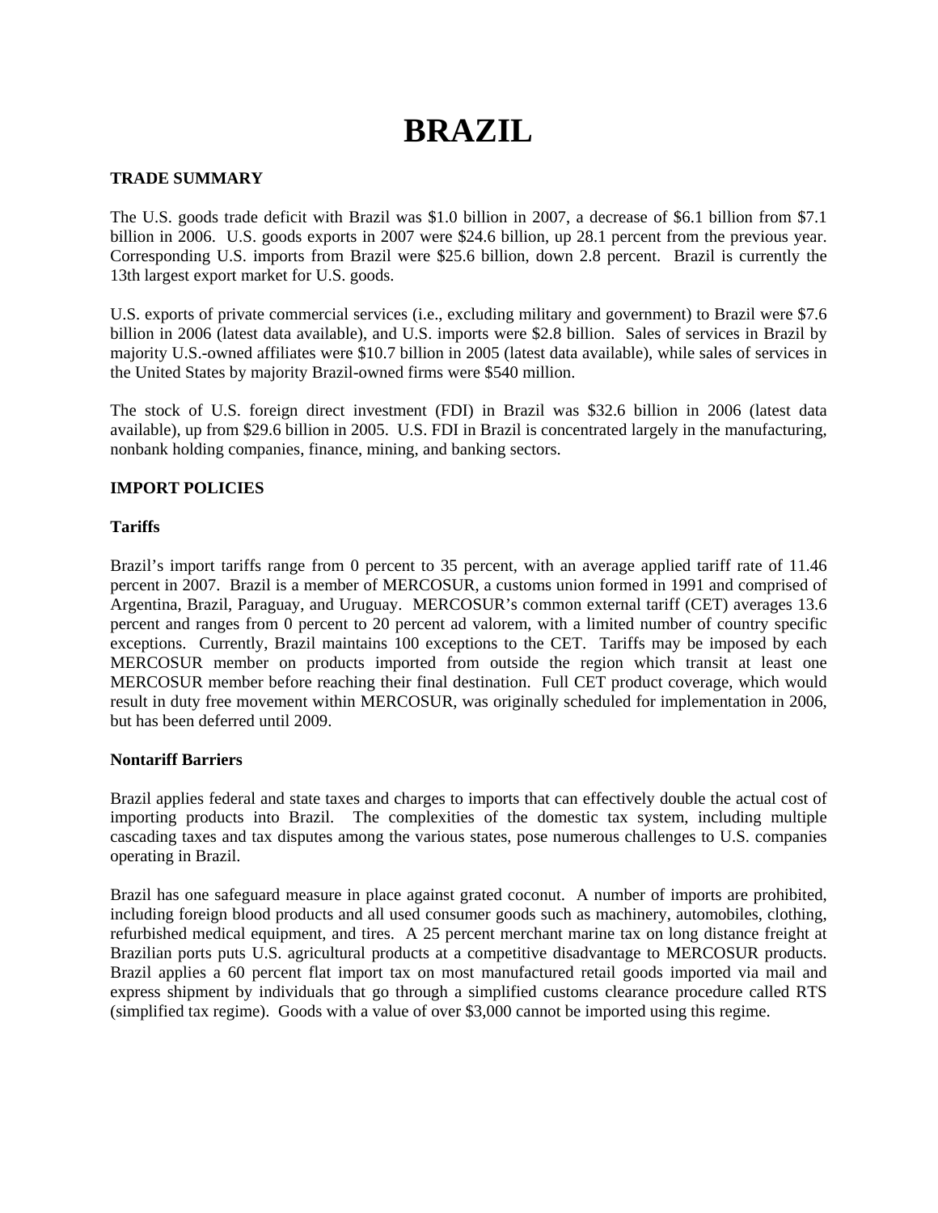# BRAZIL

## TRADE SUMMARY

The U.S. goods trade deficit with Brazil was $1.0 billion in 2007, a decrease of $6.1 billion from $7.1 billion in 2006. U.S. goods exports in 2007 were $24.6 billion, up 28.1 percent from the previous year. Corresponding U.S. imports from Brazil were $25.6 billion, down 2.8 percent. Brazil is currently the 13th largest export market for U.S. goods.

U.S. exports of private commercial services (i.e., excluding military and government) to Brazil were $7.6 billion in 2006 (latest data available), and U.S. imports were $2.8 billion. Sales of services in Brazil by majority U.S.-owned affiliates were $10.7 billion in 2005 (latest data available), while sales of services in the United States by majority Brazil-owned firms were $540 million.

The stock of U.S. foreign direct investment (FDI) in Brazil was $32.6 billion in 2006 (latest data available), up from $29.6 billion in 2005. U.S. FDI in Brazil is concentrated largely in the manufacturing, nonbank holding companies, finance, mining, and banking sectors.

## IMPORT POLICIES

### Tariffs

Brazil's import tariffs range from 0 percent to 35 percent, with an average applied tariff rate of 11.46 percent in 2007. Brazil is a member of MERCOSUR, a customs union formed in 1991 and comprised of Argentina, Brazil, Paraguay, and Uruguay. MERCOSUR's common external tariff (CET) averages 13.6 percent and ranges from 0 percent to 20 percent ad valorem, with a limited number of country specific exceptions. Currently, Brazil maintains 100 exceptions to the CET. Tariffs may be imposed by each MERCOSUR member on products imported from outside the region which transit at least one MERCOSUR member before reaching their final destination. Full CET product coverage, which would result in duty free movement within MERCOSUR, was originally scheduled for implementation in 2006, but has been deferred until 2009.

### Nontariff Barriers

Brazil applies federal and state taxes and charges to imports that can effectively double the actual cost of importing products into Brazil. The complexities of the domestic tax system, including multiple cascading taxes and tax disputes among the various states, pose numerous challenges to U.S. companies operating in Brazil.

Brazil has one safeguard measure in place against grated coconut. A number of imports are prohibited, including foreign blood products and all used consumer goods such as machinery, automobiles, clothing, refurbished medical equipment, and tires. A 25 percent merchant marine tax on long distance freight at Brazilian ports puts U.S. agricultural products at a competitive disadvantage to MERCOSUR products. Brazil applies a 60 percent flat import tax on most manufactured retail goods imported via mail and express shipment by individuals that go through a simplified customs clearance procedure called RTS (simplified tax regime). Goods with a value of over $3,000 cannot be imported using this regime.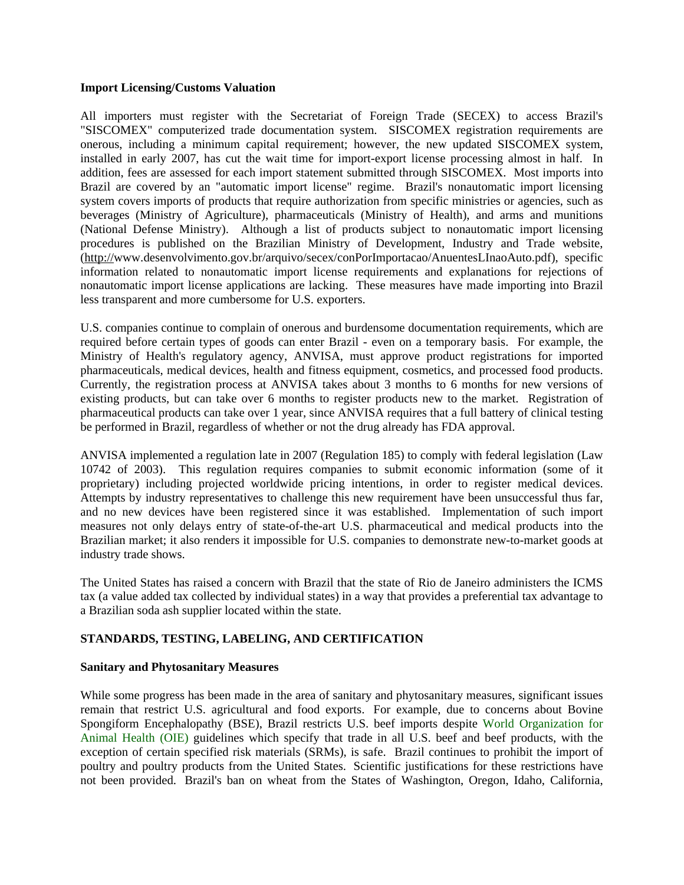**Import Licensing/Customs Valuation**

All importers must register with the Secretariat of Foreign Trade (SECEX) to access Brazil's "SISCOMEX" computerized trade documentation system. SISCOMEX registration requirements are onerous, including a minimum capital requirement; however, the new updated SISCOMEX system, installed in early 2007, has cut the wait time for import-export license processing almost in half. In addition, fees are assessed for each import statement submitted through SISCOMEX. Most imports into Brazil are covered by an "automatic import license" regime. Brazil's nonautomatic import licensing system covers imports of products that require authorization from specific ministries or agencies, such as beverages (Ministry of Agriculture), pharmaceuticals (Ministry of Health), and arms and munitions (National Defense Ministry). Although a list of products subject to nonautomatic import licensing procedures is published on the Brazilian Ministry of Development, Industry and Trade website, (http://www.desenvolvimento.gov.br/arquivo/secex/conPorImportacao/AnuentesLInaoAuto.pdf), specific information related to nonautomatic import license requirements and explanations for rejections of nonautomatic import license applications are lacking. These measures have made importing into Brazil less transparent and more cumbersome for U.S. exporters.

U.S. companies continue to complain of onerous and burdensome documentation requirements, which are required before certain types of goods can enter Brazil - even on a temporary basis. For example, the Ministry of Health's regulatory agency, ANVISA, must approve product registrations for imported pharmaceuticals, medical devices, health and fitness equipment, cosmetics, and processed food products. Currently, the registration process at ANVISA takes about 3 months to 6 months for new versions of existing products, but can take over 6 months to register products new to the market. Registration of pharmaceutical products can take over 1 year, since ANVISA requires that a full battery of clinical testing be performed in Brazil, regardless of whether or not the drug already has FDA approval.

ANVISA implemented a regulation late in 2007 (Regulation 185) to comply with federal legislation (Law 10742 of 2003). This regulation requires companies to submit economic information (some of it proprietary) including projected worldwide pricing intentions, in order to register medical devices. Attempts by industry representatives to challenge this new requirement have been unsuccessful thus far, and no new devices have been registered since it was established. Implementation of such import measures not only delays entry of state-of-the-art U.S. pharmaceutical and medical products into the Brazilian market; it also renders it impossible for U.S. companies to demonstrate new-to-market goods at industry trade shows.

The United States has raised a concern with Brazil that the state of Rio de Janeiro administers the ICMS tax (a value added tax collected by individual states) in a way that provides a preferential tax advantage to a Brazilian soda ash supplier located within the state.

## STANDARDS, TESTING, LABELING, AND CERTIFICATION

**Sanitary and Phytosanitary Measures**

While some progress has been made in the area of sanitary and phytosanitary measures, significant issues remain that restrict U.S. agricultural and food exports. For example, due to concerns about Bovine Spongiform Encephalopathy (BSE), Brazil restricts U.S. beef imports despite World Organization for Animal Health (OIE) guidelines which specify that trade in all U.S. beef and beef products, with the exception of certain specified risk materials (SRMs), is safe. Brazil continues to prohibit the import of poultry and poultry products from the United States. Scientific justifications for these restrictions have not been provided. Brazil's ban on wheat from the States of Washington, Oregon, Idaho, California,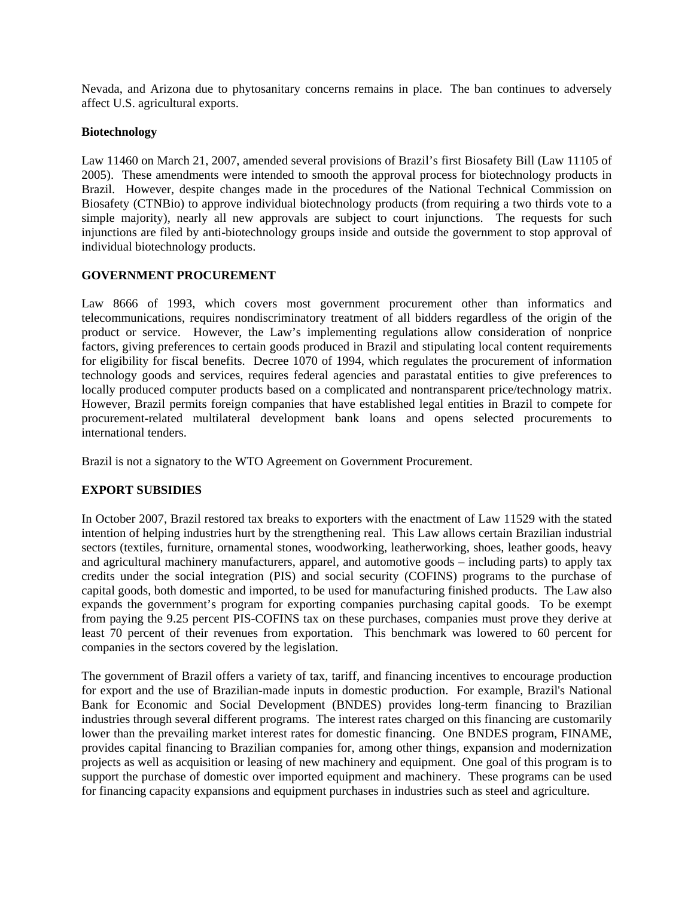Nevada, and Arizona due to phytosanitary concerns remains in place. The ban continues to adversely affect U.S. agricultural exports.

**Biotechnology**

Law 11460 on March 21, 2007, amended several provisions of Brazil's first Biosafety Bill (Law 11105 of 2005). These amendments were intended to smooth the approval process for biotechnology products in Brazil. However, despite changes made in the procedures of the National Technical Commission on Biosafety (CTNBio) to approve individual biotechnology products (from requiring a two thirds vote to a simple majority), nearly all new approvals are subject to court injunctions. The requests for such injunctions are filed by anti-biotechnology groups inside and outside the government to stop approval of individual biotechnology products.

## GOVERNMENT PROCUREMENT

Law 8666 of 1993, which covers most government procurement other than informatics and telecommunications, requires nondiscriminatory treatment of all bidders regardless of the origin of the product or service. However, the Law's implementing regulations allow consideration of nonprice factors, giving preferences to certain goods produced in Brazil and stipulating local content requirements for eligibility for fiscal benefits. Decree 1070 of 1994, which regulates the procurement of information technology goods and services, requires federal agencies and parastatal entities to give preferences to locally produced computer products based on a complicated and nontransparent price/technology matrix. However, Brazil permits foreign companies that have established legal entities in Brazil to compete for procurement-related multilateral development bank loans and opens selected procurements to international tenders.

Brazil is not a signatory to the WTO Agreement on Government Procurement.

## EXPORT SUBSIDIES

In October 2007, Brazil restored tax breaks to exporters with the enactment of Law 11529 with the stated intention of helping industries hurt by the strengthening real. This Law allows certain Brazilian industrial sectors (textiles, furniture, ornamental stones, woodworking, leatherworking, shoes, leather goods, heavy and agricultural machinery manufacturers, apparel, and automotive goods – including parts) to apply tax credits under the social integration (PIS) and social security (COFINS) programs to the purchase of capital goods, both domestic and imported, to be used for manufacturing finished products. The Law also expands the government's program for exporting companies purchasing capital goods. To be exempt from paying the 9.25 percent PIS-COFINS tax on these purchases, companies must prove they derive at least 70 percent of their revenues from exportation. This benchmark was lowered to 60 percent for companies in the sectors covered by the legislation.

The government of Brazil offers a variety of tax, tariff, and financing incentives to encourage production for export and the use of Brazilian-made inputs in domestic production. For example, Brazil's National Bank for Economic and Social Development (BNDES) provides long-term financing to Brazilian industries through several different programs. The interest rates charged on this financing are customarily lower than the prevailing market interest rates for domestic financing. One BNDES program, FINAME, provides capital financing to Brazilian companies for, among other things, expansion and modernization projects as well as acquisition or leasing of new machinery and equipment. One goal of this program is to support the purchase of domestic over imported equipment and machinery. These programs can be used for financing capacity expansions and equipment purchases in industries such as steel and agriculture.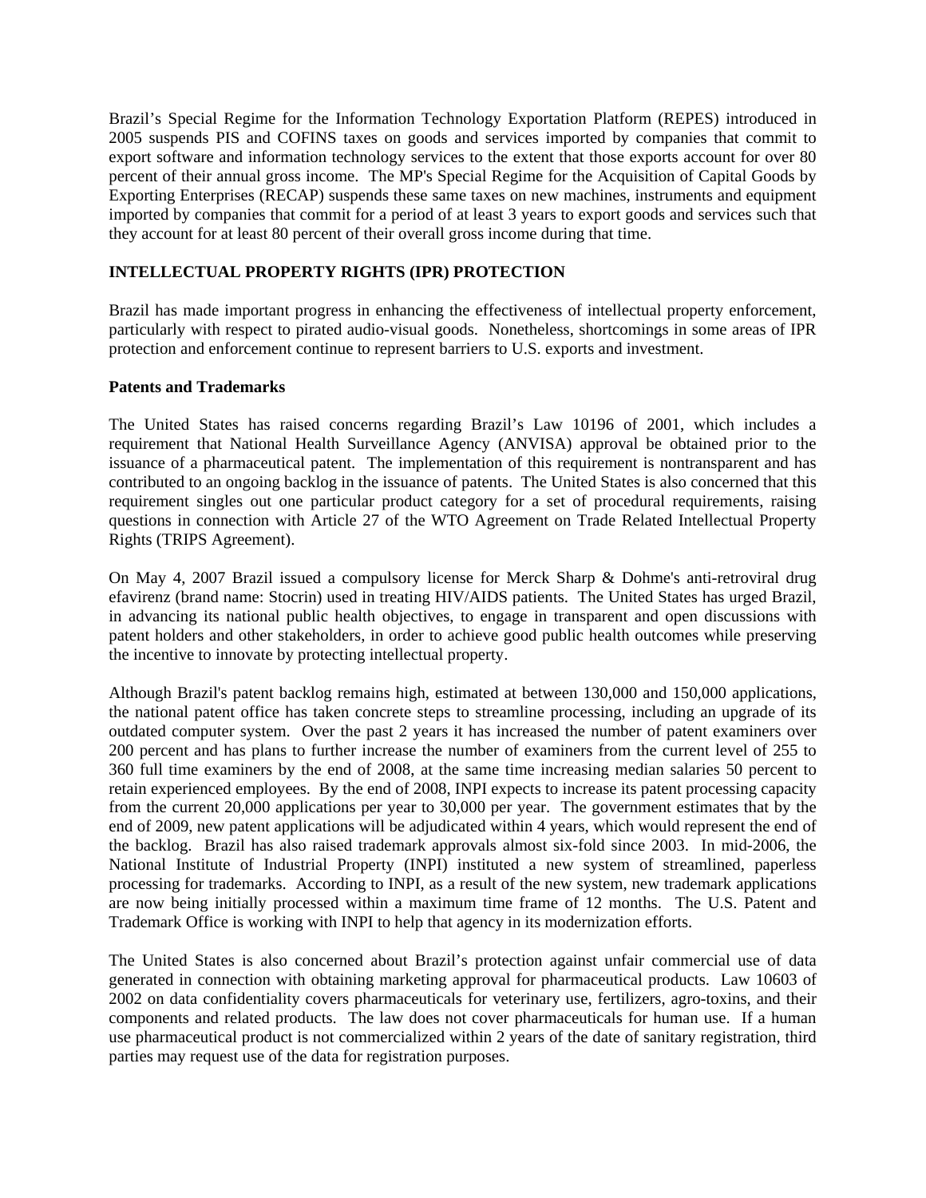Brazil's Special Regime for the Information Technology Exportation Platform (REPES) introduced in 2005 suspends PIS and COFINS taxes on goods and services imported by companies that commit to export software and information technology services to the extent that those exports account for over 80 percent of their annual gross income. The MP's Special Regime for the Acquisition of Capital Goods by Exporting Enterprises (RECAP) suspends these same taxes on new machines, instruments and equipment imported by companies that commit for a period of at least 3 years to export goods and services such that they account for at least 80 percent of their overall gross income during that time.

## INTELLECTUAL PROPERTY RIGHTS (IPR) PROTECTION

Brazil has made important progress in enhancing the effectiveness of intellectual property enforcement, particularly with respect to pirated audio-visual goods. Nonetheless, shortcomings in some areas of IPR protection and enforcement continue to represent barriers to U.S. exports and investment.

### Patents and Trademarks

The United States has raised concerns regarding Brazil's Law 10196 of 2001, which includes a requirement that National Health Surveillance Agency (ANVISA) approval be obtained prior to the issuance of a pharmaceutical patent. The implementation of this requirement is nontransparent and has contributed to an ongoing backlog in the issuance of patents. The United States is also concerned that this requirement singles out one particular product category for a set of procedural requirements, raising questions in connection with Article 27 of the WTO Agreement on Trade Related Intellectual Property Rights (TRIPS Agreement).

On May 4, 2007 Brazil issued a compulsory license for Merck Sharp & Dohme's anti-retroviral drug efavirenz (brand name: Stocrin) used in treating HIV/AIDS patients. The United States has urged Brazil, in advancing its national public health objectives, to engage in transparent and open discussions with patent holders and other stakeholders, in order to achieve good public health outcomes while preserving the incentive to innovate by protecting intellectual property.

Although Brazil's patent backlog remains high, estimated at between 130,000 and 150,000 applications, the national patent office has taken concrete steps to streamline processing, including an upgrade of its outdated computer system. Over the past 2 years it has increased the number of patent examiners over 200 percent and has plans to further increase the number of examiners from the current level of 255 to 360 full time examiners by the end of 2008, at the same time increasing median salaries 50 percent to retain experienced employees. By the end of 2008, INPI expects to increase its patent processing capacity from the current 20,000 applications per year to 30,000 per year. The government estimates that by the end of 2009, new patent applications will be adjudicated within 4 years, which would represent the end of the backlog. Brazil has also raised trademark approvals almost six-fold since 2003. In mid-2006, the National Institute of Industrial Property (INPI) instituted a new system of streamlined, paperless processing for trademarks. According to INPI, as a result of the new system, new trademark applications are now being initially processed within a maximum time frame of 12 months. The U.S. Patent and Trademark Office is working with INPI to help that agency in its modernization efforts.

The United States is also concerned about Brazil's protection against unfair commercial use of data generated in connection with obtaining marketing approval for pharmaceutical products. Law 10603 of 2002 on data confidentiality covers pharmaceuticals for veterinary use, fertilizers, agro-toxins, and their components and related products. The law does not cover pharmaceuticals for human use. If a human use pharmaceutical product is not commercialized within 2 years of the date of sanitary registration, third parties may request use of the data for registration purposes.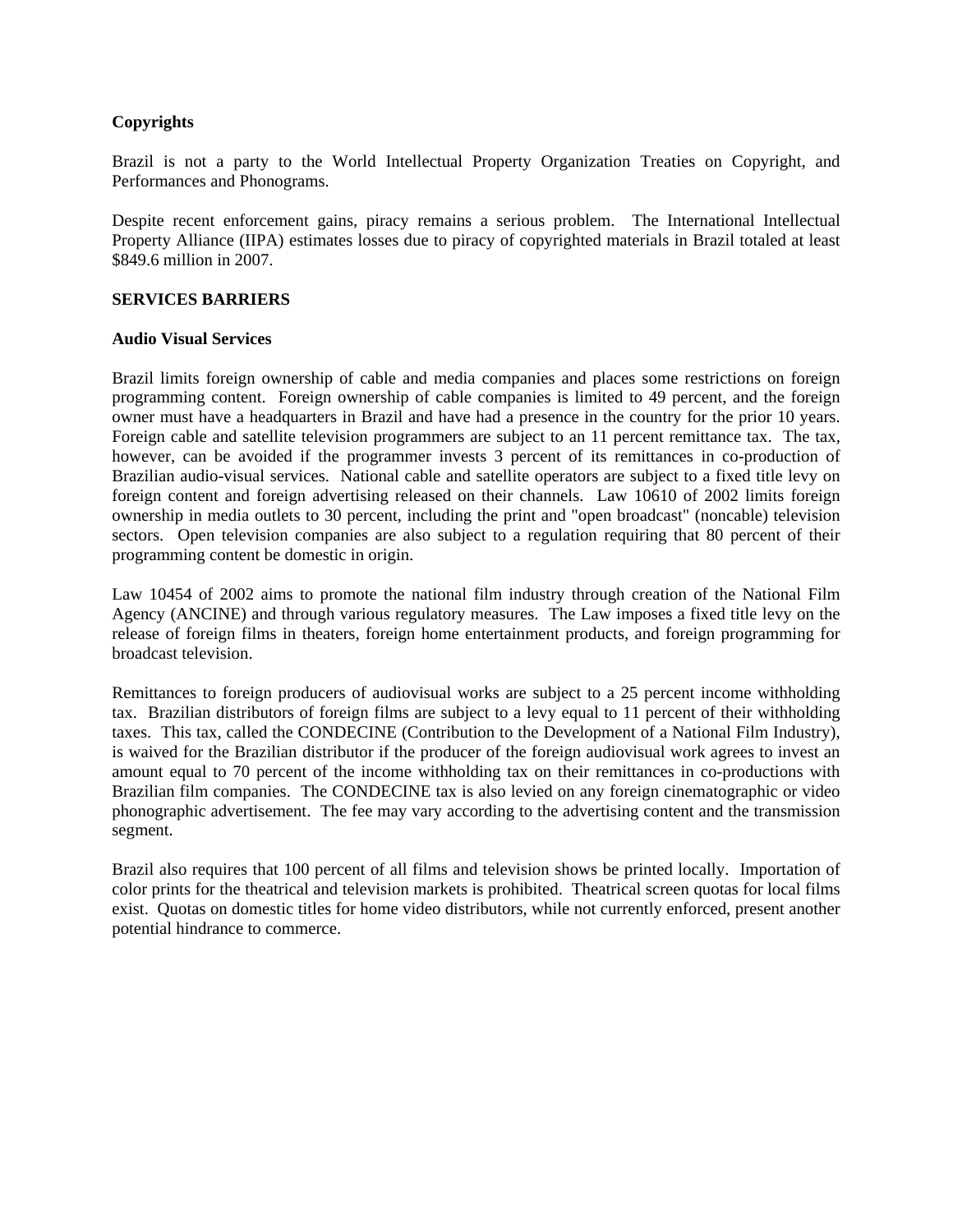**Copyrights**

Brazil is not a party to the World Intellectual Property Organization Treaties on Copyright, and Performances and Phonograms.

Despite recent enforcement gains, piracy remains a serious problem. The International Intellectual Property Alliance (IIPA) estimates losses due to piracy of copyrighted materials in Brazil totaled at least $849.6 million in 2007.

**SERVICES BARRIERS**

**Audio Visual Services**

Brazil limits foreign ownership of cable and media companies and places some restrictions on foreign programming content. Foreign ownership of cable companies is limited to 49 percent, and the foreign owner must have a headquarters in Brazil and have had a presence in the country for the prior 10 years. Foreign cable and satellite television programmers are subject to an 11 percent remittance tax. The tax, however, can be avoided if the programmer invests 3 percent of its remittances in co-production of Brazilian audio-visual services. National cable and satellite operators are subject to a fixed title levy on foreign content and foreign advertising released on their channels. Law 10610 of 2002 limits foreign ownership in media outlets to 30 percent, including the print and "open broadcast" (noncable) television sectors. Open television companies are also subject to a regulation requiring that 80 percent of their programming content be domestic in origin.

Law 10454 of 2002 aims to promote the national film industry through creation of the National Film Agency (ANCINE) and through various regulatory measures. The Law imposes a fixed title levy on the release of foreign films in theaters, foreign home entertainment products, and foreign programming for broadcast television.

Remittances to foreign producers of audiovisual works are subject to a 25 percent income withholding tax. Brazilian distributors of foreign films are subject to a levy equal to 11 percent of their withholding taxes. This tax, called the CONDECINE (Contribution to the Development of a National Film Industry), is waived for the Brazilian distributor if the producer of the foreign audiovisual work agrees to invest an amount equal to 70 percent of the income withholding tax on their remittances in co-productions with Brazilian film companies. The CONDECINE tax is also levied on any foreign cinematographic or video phonographic advertisement. The fee may vary according to the advertising content and the transmission segment.

Brazil also requires that 100 percent of all films and television shows be printed locally. Importation of color prints for the theatrical and television markets is prohibited. Theatrical screen quotas for local films exist. Quotas on domestic titles for home video distributors, while not currently enforced, present another potential hindrance to commerce.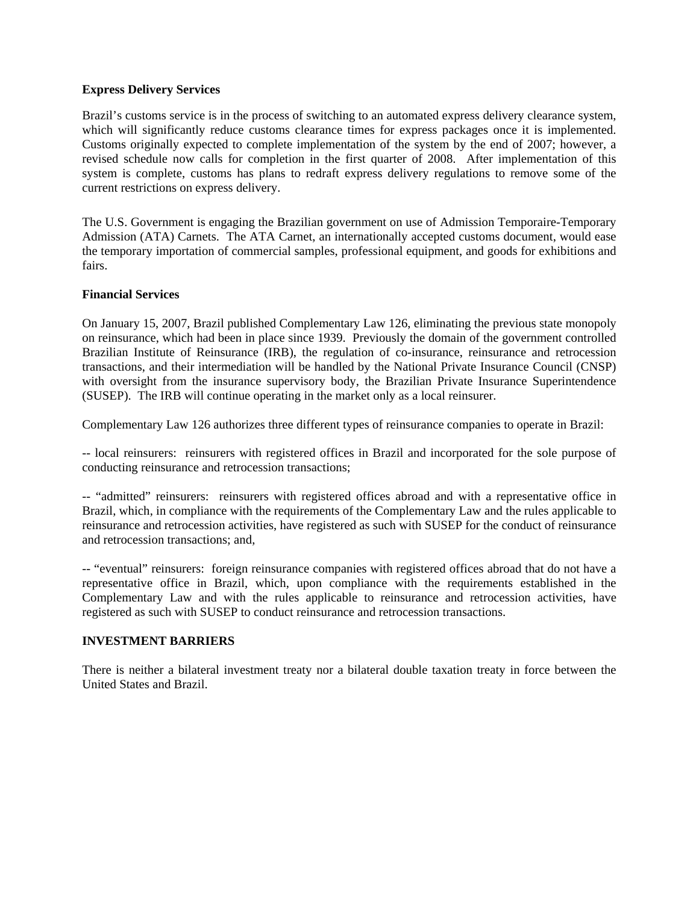**Express Delivery Services**

Brazil's customs service is in the process of switching to an automated express delivery clearance system, which will significantly reduce customs clearance times for express packages once it is implemented. Customs originally expected to complete implementation of the system by the end of 2007; however, a revised schedule now calls for completion in the first quarter of 2008. After implementation of this system is complete, customs has plans to redraft express delivery regulations to remove some of the current restrictions on express delivery.

The U.S. Government is engaging the Brazilian government on use of Admission Temporaire-Temporary Admission (ATA) Carnets. The ATA Carnet, an internationally accepted customs document, would ease the temporary importation of commercial samples, professional equipment, and goods for exhibitions and fairs.

**Financial Services**

On January 15, 2007, Brazil published Complementary Law 126, eliminating the previous state monopoly on reinsurance, which had been in place since 1939. Previously the domain of the government controlled Brazilian Institute of Reinsurance (IRB), the regulation of co-insurance, reinsurance and retrocession transactions, and their intermediation will be handled by the National Private Insurance Council (CNSP) with oversight from the insurance supervisory body, the Brazilian Private Insurance Superintendence (SUSEP). The IRB will continue operating in the market only as a local reinsurer.

Complementary Law 126 authorizes three different types of reinsurance companies to operate in Brazil:

-- local reinsurers: reinsurers with registered offices in Brazil and incorporated for the sole purpose of conducting reinsurance and retrocession transactions;

-- "admitted" reinsurers: reinsurers with registered offices abroad and with a representative office in Brazil, which, in compliance with the requirements of the Complementary Law and the rules applicable to reinsurance and retrocession activities, have registered as such with SUSEP for the conduct of reinsurance and retrocession transactions; and,

-- "eventual" reinsurers: foreign reinsurance companies with registered offices abroad that do not have a representative office in Brazil, which, upon compliance with the requirements established in the Complementary Law and with the rules applicable to reinsurance and retrocession activities, have registered as such with SUSEP to conduct reinsurance and retrocession transactions.

**INVESTMENT BARRIERS**

There is neither a bilateral investment treaty nor a bilateral double taxation treaty in force between the United States and Brazil.